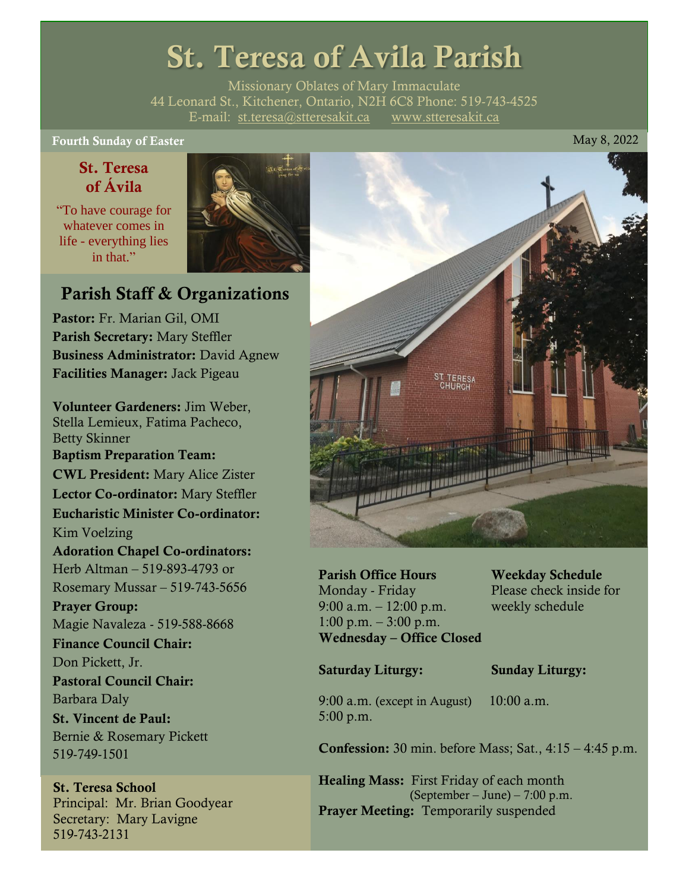# St. Teresa of Avila Parish

Missionary Oblates of Mary Immaculate
44 Leonard St., Kitchener, Ontario, N2H 6C8 Phone: 519-743-4525
E-mail: st.teresa@stteresakit.ca www.stteresakit.ca

**Fourth Sunday of Easter** May 8, 2022

## St. Teresa of Ávila

"To have courage for whatever comes in life - everything lies in that."

## Parish Staff & Organizations

**Pastor:** Fr. Marian Gil, OMI
**Parish Secretary:** Mary Steffler
**Business Administrator:** David Agnew
**Facilities Manager:** Jack Pigeau

**Volunteer Gardeners:** Jim Weber, Stella Lemieux, Fatima Pacheco, Betty Skinner
**Baptism Preparation Team:**
**CWL President:** Mary Alice Zister
**Lector Co-ordinator:** Mary Steffler
**Eucharistic Minister Co-ordinator:** Kim Voelzing
**Adoration Chapel Co-ordinators:** Herb Altman – 519-893-4793 or Rosemary Mussar – 519-743-5656
**Prayer Group:** Magie Navaleza - 519-588-8668
**Finance Council Chair:** Don Pickett, Jr.
**Pastoral Council Chair:** Barbara Daly
**St. Vincent de Paul:** Bernie & Rosemary Pickett 519-749-1501

**St. Teresa School**
Principal: Mr. Brian Goodyear
Secretary: Mary Lavigne
519-743-2131

**Parish Office Hours**
Monday - Friday
9:00 a.m. – 12:00 p.m.
1:00 p.m. – 3:00 p.m.
**Wednesday – Office Closed**

**Weekday Schedule**
Please check inside for weekly schedule

**Saturday Liturgy:**
9:00 a.m. (except in August)
5:00 p.m.

**Sunday Liturgy:**
10:00 a.m.

**Confession:** 30 min. before Mass; Sat., 4:15 – 4:45 p.m.

**Healing Mass:** First Friday of each month (September – June) – 7:00 p.m.
**Prayer Meeting:** Temporarily suspended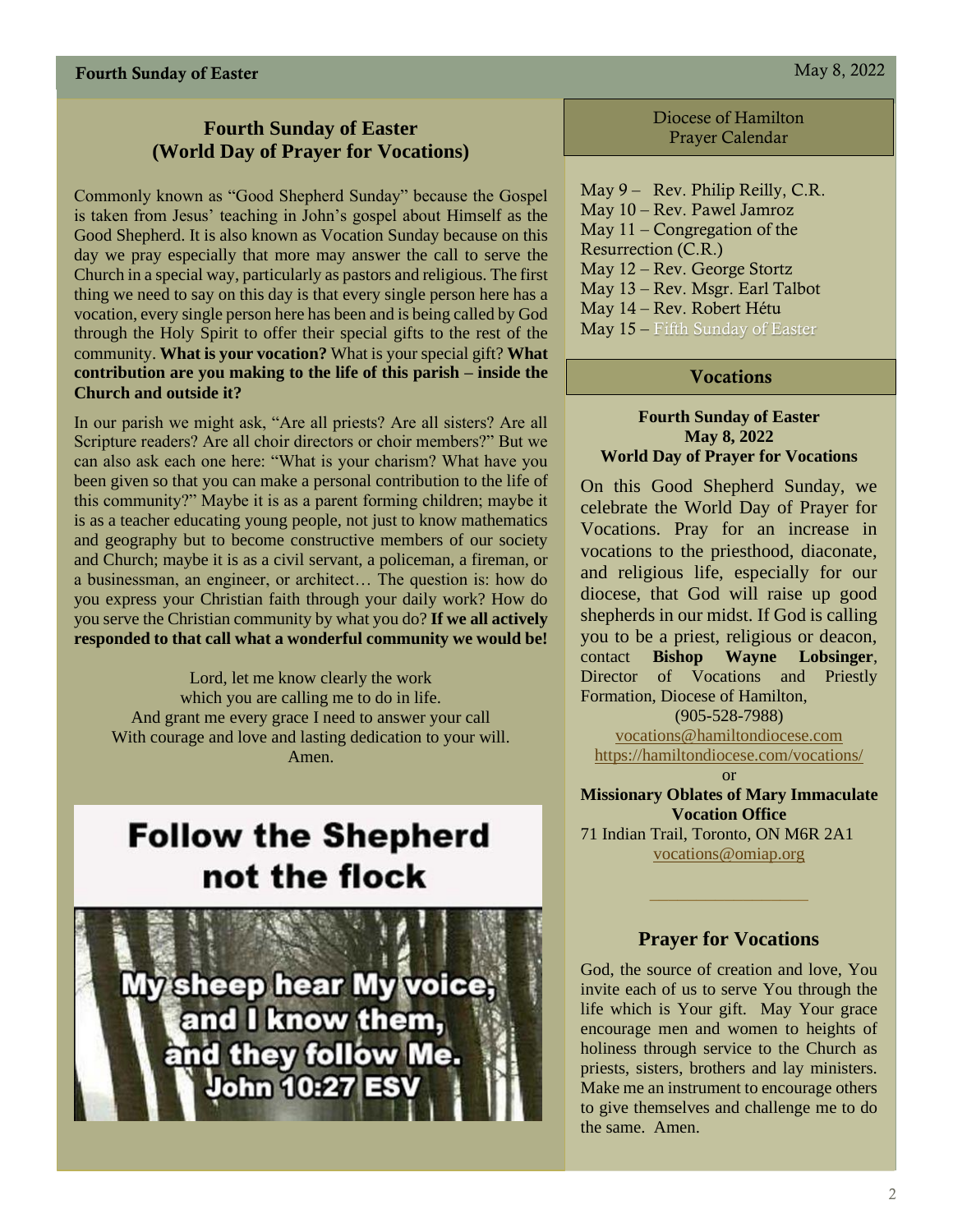## Fourth Sunday of Easter (World Day of Prayer for Vocations)

Commonly known as "Good Shepherd Sunday" because the Gospel is taken from Jesus' teaching in John's gospel about Himself as the Good Shepherd. It is also known as Vocation Sunday because on this day we pray especially that more may answer the call to serve the Church in a special way, particularly as pastors and religious. The first thing we need to say on this day is that every single person here has a vocation, every single person here has been and is being called by God through the Holy Spirit to offer their special gifts to the rest of the community. **What is your vocation?** What is your special gift? **What contribution are you making to the life of this parish – inside the Church and outside it?**

In our parish we might ask, "Are all priests? Are all sisters? Are all Scripture readers? Are all choir directors or choir members?" But we can also ask each one here: "What is your charism? What have you been given so that you can make a personal contribution to the life of this community?" Maybe it is as a parent forming children; maybe it is as a teacher educating young people, not just to know mathematics and geography but to become constructive members of our society and Church; maybe it is as a civil servant, a policeman, a fireman, or a businessman, an engineer, or architect… The question is: how do you express your Christian faith through your daily work? How do you serve the Christian community by what you do? **If we all actively responded to that call what a wonderful community we would be!**

Lord, let me know clearly the work
which you are calling me to do in life.
And grant me every grace I need to answer your call
With courage and love and lasting dedication to your will.
Amen.

**Follow the Shepherd not the flock**

My sheep hear My voice, and I know them, and they follow Me. John 10:27 ESV

### Diocese of Hamilton Prayer Calendar

May 9 – Rev. Philip Reilly, C.R.
May 10 – Rev. Pawel Jamroz
May 11 – Congregation of the Resurrection (C.R.)
May 12 – Rev. George Stortz
May 13 – Rev. Msgr. Earl Talbot
May 14 – Rev. Robert Hétu
May 15 – Fifth Sunday of Easter

### Vocations

**Fourth Sunday of Easter**
**May 8, 2022**
**World Day of Prayer for Vocations**

On this Good Shepherd Sunday, we celebrate the World Day of Prayer for Vocations. Pray for an increase in vocations to the priesthood, diaconate, and religious life, especially for our diocese, that God will raise up good shepherds in our midst. If God is calling you to be a priest, religious or deacon, contact **Bishop Wayne Lobsinger**, Director of Vocations and Priestly Formation, Diocese of Hamilton,
(905-528-7988)
vocations@hamiltondiocese.com
https://hamiltondiocese.com/vocations/
or
**Missionary Oblates of Mary Immaculate Vocation Office**
71 Indian Trail, Toronto, ON M6R 2A1
vocations@omiap.org

### Prayer for Vocations

God, the source of creation and love, You invite each of us to serve You through the life which is Your gift. May Your grace encourage men and women to heights of holiness through service to the Church as priests, sisters, brothers and lay ministers. Make me an instrument to encourage others to give themselves and challenge me to do the same. Amen.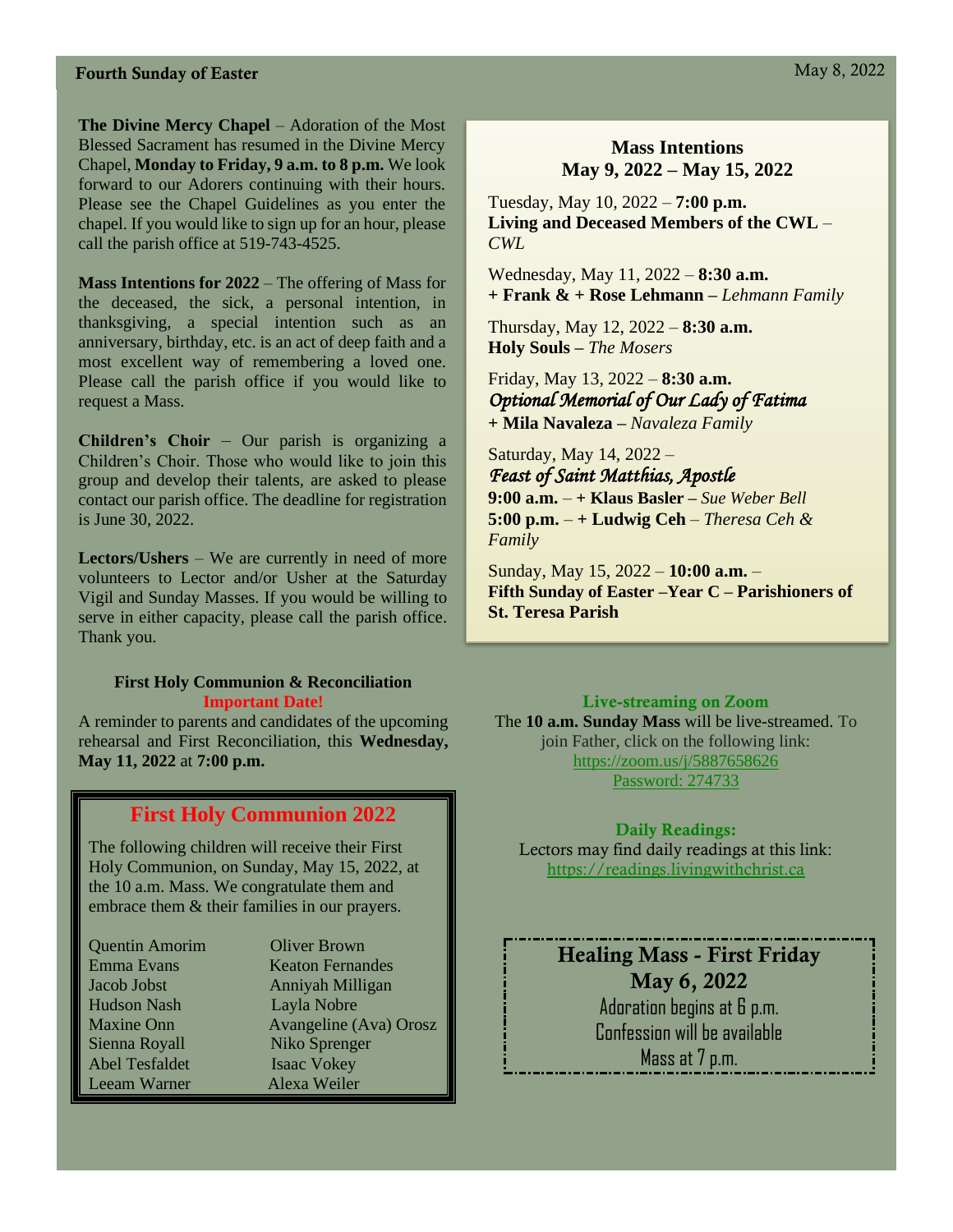**The Divine Mercy Chapel** – Adoration of the Most Blessed Sacrament has resumed in the Divine Mercy Chapel, **Monday to Friday, 9 a.m. to 8 p.m.** We look forward to our Adorers continuing with their hours. Please see the Chapel Guidelines as you enter the chapel. If you would like to sign up for an hour, please call the parish office at 519-743-4525.

**Mass Intentions for 2022** – The offering of Mass for the deceased, the sick, a personal intention, in thanksgiving, a special intention such as an anniversary, birthday, etc. is an act of deep faith and a most excellent way of remembering a loved one. Please call the parish office if you would like to request a Mass.

**Children's Choir** – Our parish is organizing a Children's Choir. Those who would like to join this group and develop their talents, are asked to please contact our parish office. The deadline for registration is June 30, 2022.

**Lectors/Ushers** – We are currently in need of more volunteers to Lector and/or Usher at the Saturday Vigil and Sunday Masses. If you would be willing to serve in either capacity, please call the parish office. Thank you.

**First Holy Communion & Reconciliation**
**Important Date!**

A reminder to parents and candidates of the upcoming rehearsal and First Reconciliation, this **Wednesday, May 11, 2022** at **7:00 p.m.**

## First Holy Communion 2022

The following children will receive their First Holy Communion, on Sunday, May 15, 2022, at the 10 a.m. Mass. We congratulate them and embrace them & their families in our prayers.

| | |
|---|---|
| Quentin Amorim | Oliver Brown |
| Emma Evans | Keaton Fernandes |
| Jacob Jobst | Anniyah Milligan |
| Hudson Nash | Layla Nobre |
| Maxine Onn | Avangeline (Ava) Orosz |
| Sienna Royall | Niko Sprenger |
| Abel Tesfaldet | Isaac Vokey |
| Leeam Warner | Alexa Weiler |

## Mass Intentions
## May 9, 2022 – May 15, 2022

Tuesday, May 10, 2022 – **7:00 p.m.**
**Living and Deceased Members of the CWL** – *CWL*

Wednesday, May 11, 2022 – **8:30 a.m.**
**+ Frank & + Rose Lehmann –** *Lehmann Family*

Thursday, May 12, 2022 – **8:30 a.m.**
**Holy Souls –** *The Mosers*

Friday, May 13, 2022 – **8:30 a.m.**
*Optional Memorial of Our Lady of Fatima*
**+ Mila Navaleza –** *Navaleza Family*

Saturday, May 14, 2022 –
*Feast of Saint Matthias, Apostle*
**9:00 a.m.** – **+ Klaus Basler –** *Sue Weber Bell*
**5:00 p.m.** – **+ Ludwig Ceh** – *Theresa Ceh & Family*

Sunday, May 15, 2022 – **10:00 a.m.** –
**Fifth Sunday of Easter –Year C – Parishioners of St. Teresa Parish**

**Live-streaming on Zoom**

The **10 a.m. Sunday Mass** will be live-streamed. To join Father, click on the following link:
https://zoom.us/j/5887658626
Password: 274733

**Daily Readings:**

Lectors may find daily readings at this link:
https://readings.livingwithchrist.ca

## Healing Mass - First Friday
## May 6, 2022

Adoration begins at 6 p.m.
Confession will be available
Mass at 7 p.m.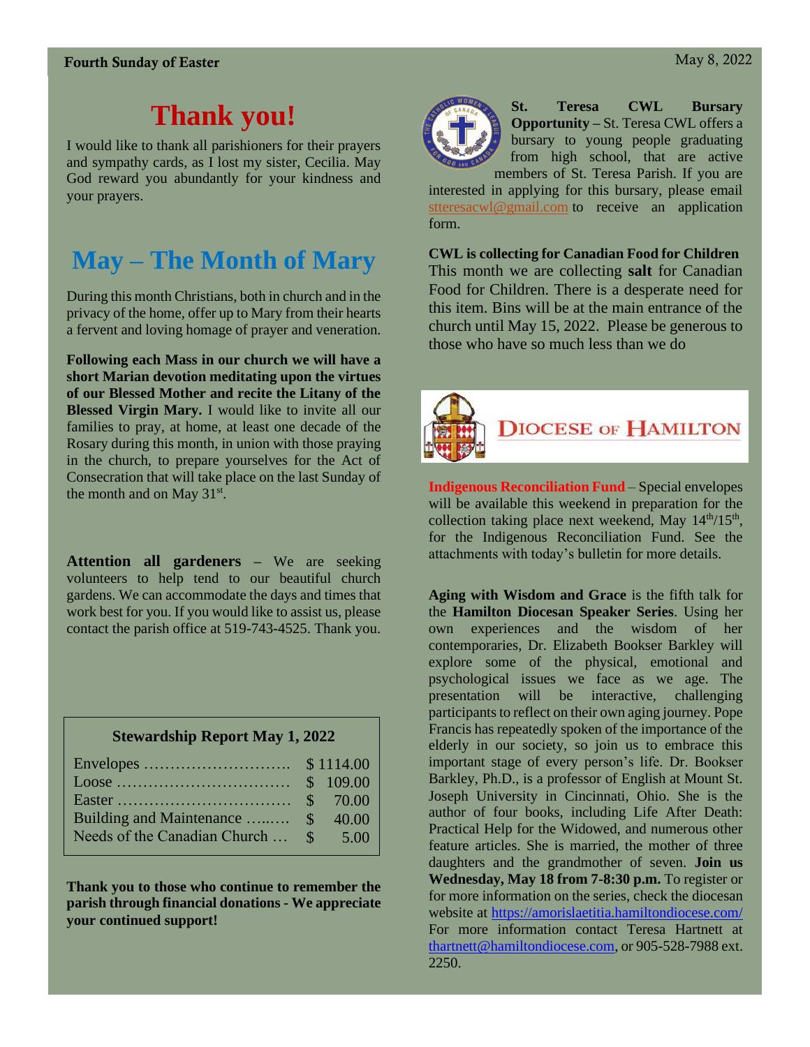# Thank you!

I would like to thank all parishioners for their prayers and sympathy cards, as I lost my sister, Cecilia. May God reward you abundantly for your kindness and your prayers.

# May – The Month of Mary

During this month Christians, both in church and in the privacy of the home, offer up to Mary from their hearts a fervent and loving homage of prayer and veneration.

**Following each Mass in our church we will have a short Marian devotion meditating upon the virtues of our Blessed Mother and recite the Litany of the Blessed Virgin Mary.** I would like to invite all our families to pray, at home, at least one decade of the Rosary during this month, in union with those praying in the church, to prepare yourselves for the Act of Consecration that will take place on the last Sunday of the month and on May 31st.

**Attention all gardeners** – We are seeking volunteers to help tend to our beautiful church gardens. We can accommodate the days and times that work best for you. If you would like to assist us, please contact the parish office at 519-743-4525. Thank you.

**Stewardship Report May 1, 2022**

| | |
|---|---|
| Envelopes ………………………. | $ 1114.00 |
| Loose …………………………… | $ 109.00 |
| Easter …………………………… | $ 70.00 |
| Building and Maintenance ……… | $ 40.00 |
| Needs of the Canadian Church … | $ 5.00 |

**Thank you to those who continue to remember the parish through financial donations - We appreciate your continued support!**

**St. Teresa CWL Bursary Opportunity –** St. Teresa CWL offers a bursary to young people graduating from high school, that are active members of St. Teresa Parish. If you are interested in applying for this bursary, please email stteresacwl@gmail.com to receive an application form.

**CWL is collecting for Canadian Food for Children**

This month we are collecting **salt** for Canadian Food for Children. There is a desperate need for this item. Bins will be at the main entrance of the church until May 15, 2022. Please be generous to those who have so much less than we do

**DIOCESE OF HAMILTON**

**Indigenous Reconciliation Fund** – Special envelopes will be available this weekend in preparation for the collection taking place next weekend, May 14th/15th, for the Indigenous Reconciliation Fund. See the attachments with today's bulletin for more details.

**Aging with Wisdom and Grace** is the fifth talk for the **Hamilton Diocesan Speaker Series**. Using her own experiences and the wisdom of her contemporaries, Dr. Elizabeth Bookser Barkley will explore some of the physical, emotional and psychological issues we face as we age. The presentation will be interactive, challenging participants to reflect on their own aging journey. Pope Francis has repeatedly spoken of the importance of the elderly in our society, so join us to embrace this important stage of every person's life. Dr. Bookser Barkley, Ph.D., is a professor of English at Mount St. Joseph University in Cincinnati, Ohio. She is the author of four books, including Life After Death: Practical Help for the Widowed, and numerous other feature articles. She is married, the mother of three daughters and the grandmother of seven. **Join us Wednesday, May 18 from 7-8:30 p.m.** To register or for more information on the series, check the diocesan website at https://amorislaetitia.hamiltondiocese.com/ For more information contact Teresa Hartnett at thartnett@hamiltondiocese.com, or 905-528-7988 ext. 2250.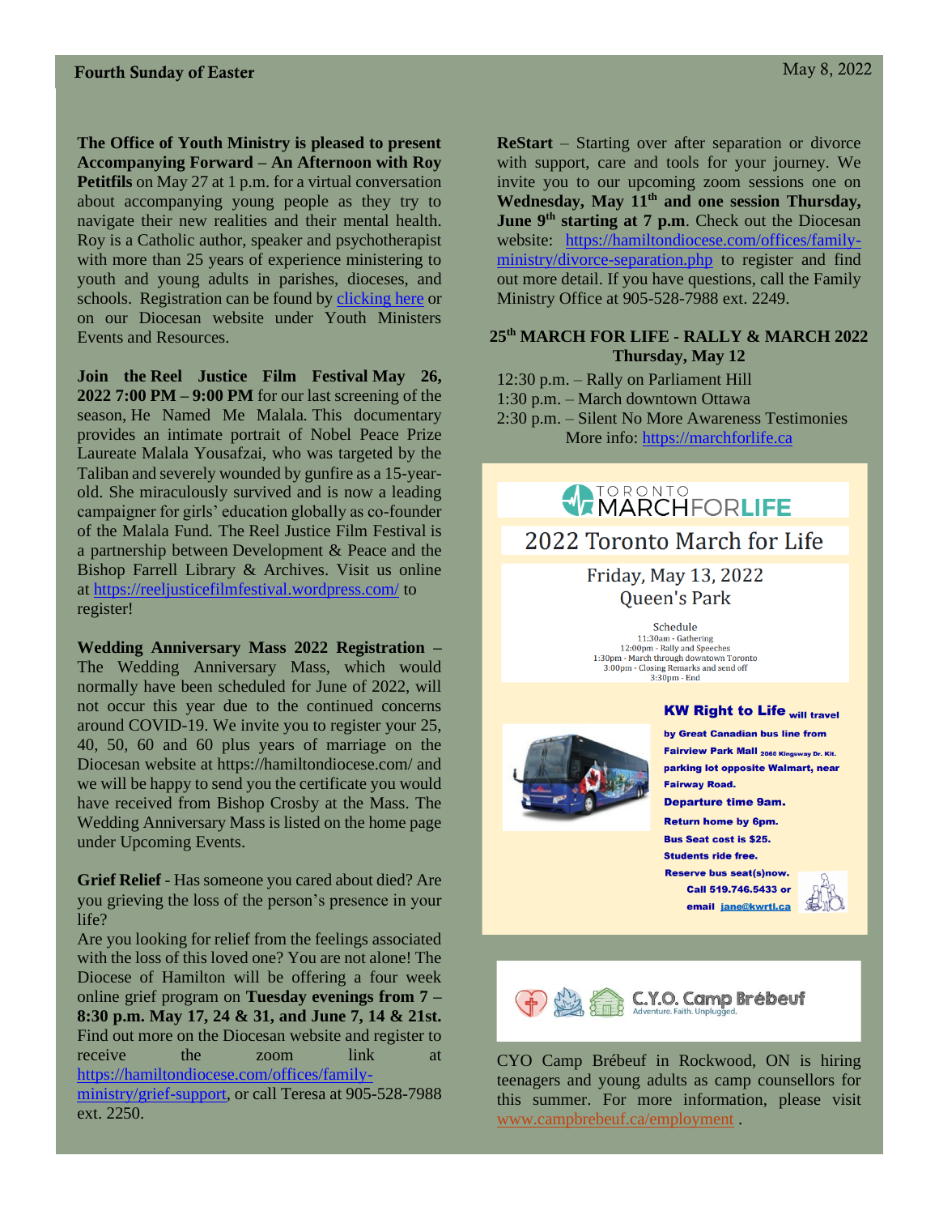**The Office of Youth Ministry is pleased to present Accompanying Forward – An Afternoon with Roy Petitfils** on May 27 at 1 p.m. for a virtual conversation about accompanying young people as they try to navigate their new realities and their mental health. Roy is a Catholic author, speaker and psychotherapist with more than 25 years of experience ministering to youth and young adults in parishes, dioceses, and schools. Registration can be found by clicking here or on our Diocesan website under Youth Ministers Events and Resources.

**Join the Reel Justice Film Festival May 26, 2022 7:00 PM – 9:00 PM** for our last screening of the season, He Named Me Malala. This documentary provides an intimate portrait of Nobel Peace Prize Laureate Malala Yousafzai, who was targeted by the Taliban and severely wounded by gunfire as a 15-year-old. She miraculously survived and is now a leading campaigner for girls' education globally as co-founder of the Malala Fund. The Reel Justice Film Festival is a partnership between Development & Peace and the Bishop Farrell Library & Archives. Visit us online at https://reeljusticefilmfestival.wordpress.com/ to register!

**Wedding Anniversary Mass 2022 Registration –** The Wedding Anniversary Mass, which would normally have been scheduled for June of 2022, will not occur this year due to the continued concerns around COVID-19. We invite you to register your 25, 40, 50, 60 and 60 plus years of marriage on the Diocesan website at https://hamiltondiocese.com/ and we will be happy to send you the certificate you would have received from Bishop Crosby at the Mass. The Wedding Anniversary Mass is listed on the home page under Upcoming Events.

**Grief Relief** - Has someone you cared about died? Are you grieving the loss of the person's presence in your life?
Are you looking for relief from the feelings associated with the loss of this loved one? You are not alone! The Diocese of Hamilton will be offering a four week online grief program on **Tuesday evenings from 7 – 8:30 p.m. May 17, 24 & 31, and June 7, 14 & 21st.** Find out more on the Diocesan website and register to receive the zoom link at https://hamiltondiocese.com/offices/family-ministry/grief-support, or call Teresa at 905-528-7988 ext. 2250.

**ReStart** – Starting over after separation or divorce with support, care and tools for your journey. We invite you to our upcoming zoom sessions one on **Wednesday, May 11th and one session Thursday, June 9th starting at 7 p.m**. Check out the Diocesan website: https://hamiltondiocese.com/offices/family-ministry/divorce-separation.php to register and find out more detail. If you have questions, call the Family Ministry Office at 905-528-7988 ext. 2249.

**25th MARCH FOR LIFE - RALLY & MARCH 2022**
**Thursday, May 12**

12:30 p.m. – Rally on Parliament Hill
1:30 p.m. – March downtown Ottawa
2:30 p.m. – Silent No More Awareness Testimonies
More info: https://marchforlife.ca

TORONTO MARCH FOR LIFE

2022 Toronto March for Life

Friday, May 13, 2022
Queen's Park

Schedule
11:30am - Gathering
12:00pm - Rally and Speeches
1:30pm - March through downtown Toronto
3:00pm - Closing Remarks and send off
3:30pm - End

**KW Right to Life** will travel by Great Canadian bus line from Fairview Park Mall 2060 Kingsway Dr. Kit. parking lot opposite Walmart, near Fairway Road.
Departure time 9am.
Return home by 6pm.
Bus Seat cost is $25.
Students ride free.
Reserve bus seat(s)now.
Call 519.746.5433 or email jane@kwrtl.ca

C.Y.O. Camp Brébeuf
Adventure. Faith. Unplugged.

CYO Camp Brébeuf in Rockwood, ON is hiring teenagers and young adults as camp counsellors for this summer. For more information, please visit www.campbrebeuf.ca/employment .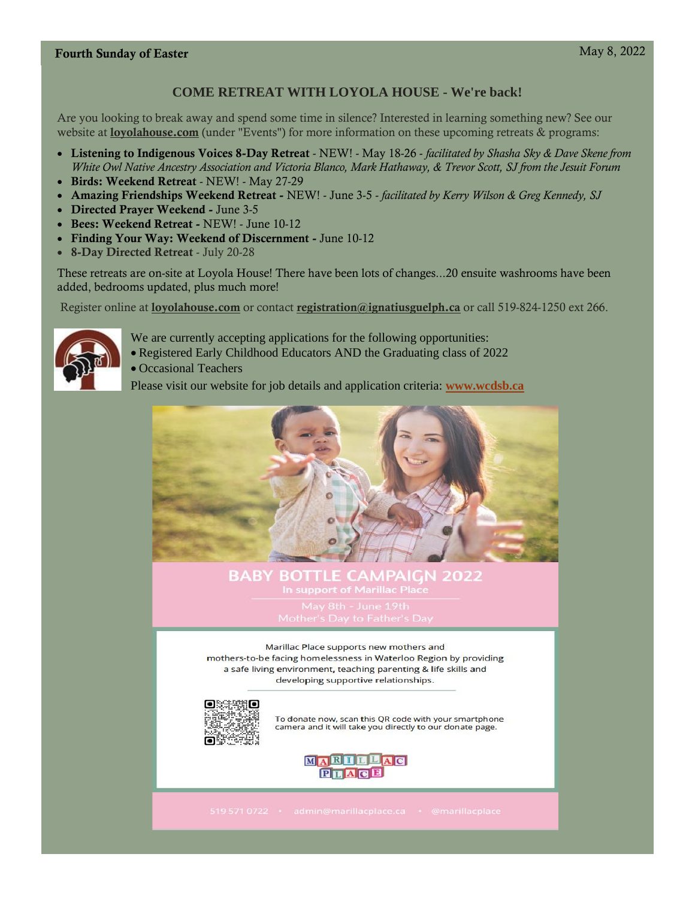**Fourth Sunday of Easter** May 8, 2022

## COME RETREAT WITH LOYOLA HOUSE - We're back!

Are you looking to break away and spend some time in silence? Interested in learning something new? See our website at **loyolahouse.com** (under "Events") for more information on these upcoming retreats & programs:

- **Listening to Indigenous Voices 8-Day Retreat** - NEW! - May 18-26 - *facilitated by Shasha Sky & Dave Skene from White Owl Native Ancestry Association and Victoria Blanco, Mark Hathaway, & Trevor Scott, SJ from the Jesuit Forum*
- **Birds: Weekend Retreat** - NEW! - May 27-29
- **Amazing Friendships Weekend Retreat -** NEW! - June 3-5 - *facilitated by Kerry Wilson & Greg Kennedy, SJ*
- **Directed Prayer Weekend -** June 3-5
- **Bees: Weekend Retreat -** NEW! - June 10-12
- **Finding Your Way: Weekend of Discernment -** June 10-12
- **8-Day Directed Retreat** - July 20-28

These retreats are on-site at Loyola House! There have been lots of changes...20 ensuite washrooms have been added, bedrooms updated, plus much more!

Register online at **loyolahouse.com** or contact **registration@ignatiusguelph.ca** or call 519-824-1250 ext 266.

We are currently accepting applications for the following opportunities:

- Registered Early Childhood Educators AND the Graduating class of 2022
- Occasional Teachers

Please visit our website for job details and application criteria: **www.wcdsb.ca**

**BABY BOTTLE CAMPAIGN 2022**

In support of Marillac Place

May 8th - June 19th
Mother's Day to Father's Day

Marillac Place supports new mothers and mothers-to-be facing homelessness in Waterloo Region by providing a safe living environment, teaching parenting & life skills and developing supportive relationships.

To donate now, scan this QR code with your smartphone camera and it will take you directly to our donate page.

MARILLAC PLACE

519 571 0722 • admin@marillacplace.ca • @marillacplace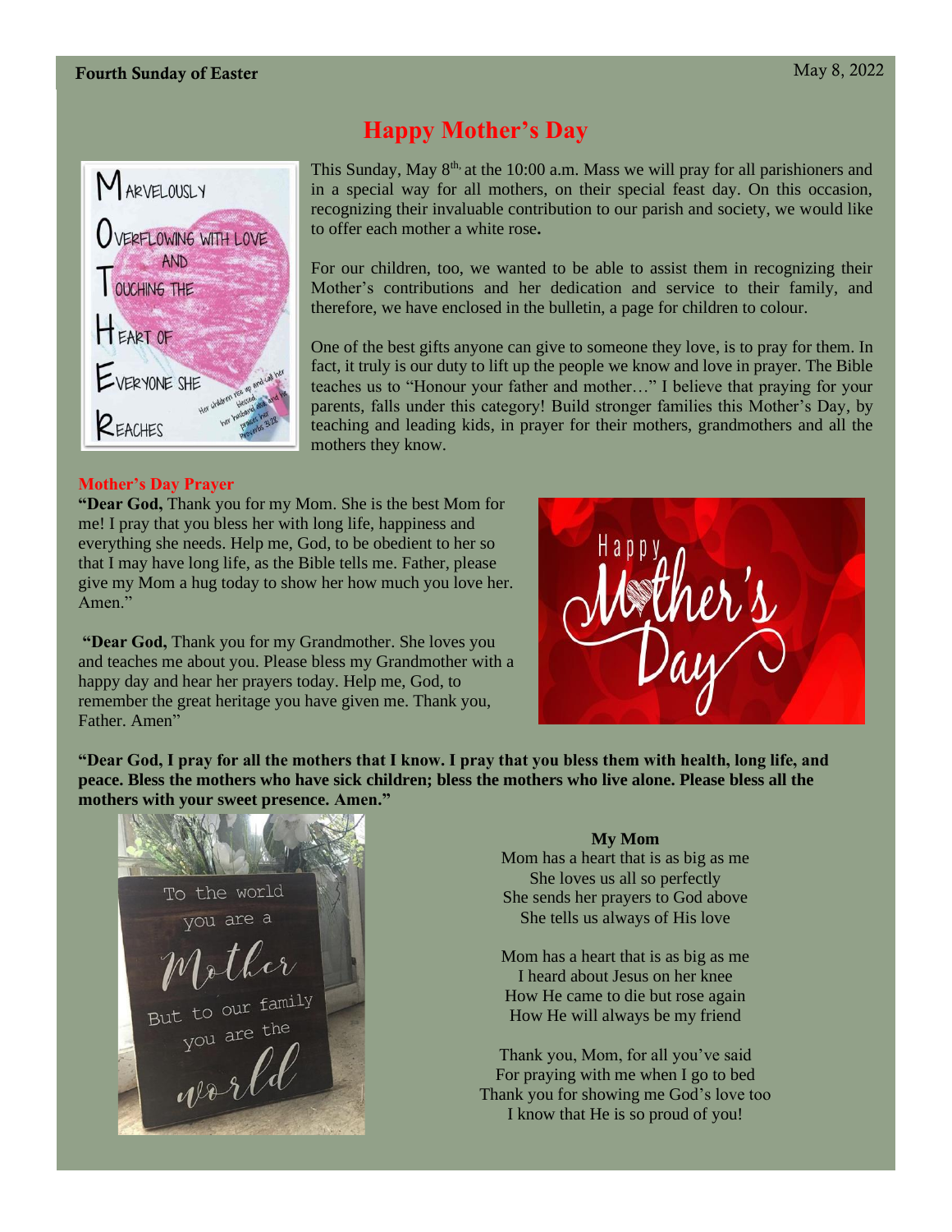Fourth Sunday of Easter May 8, 2022

## Happy Mother's Day

This Sunday, May 8th, at the 10:00 a.m. Mass we will pray for all parishioners and in a special way for all mothers, on their special feast day. On this occasion, recognizing their invaluable contribution to our parish and society, we would like to offer each mother a white rose**.**

For our children, too, we wanted to be able to assist them in recognizing their Mother's contributions and her dedication and service to their family, and therefore, we have enclosed in the bulletin, a page for children to colour.

One of the best gifts anyone can give to someone they love, is to pray for them. In fact, it truly is our duty to lift up the people we know and love in prayer. The Bible teaches us to "Honour your father and mother…" I believe that praying for your parents, falls under this category! Build stronger families this Mother's Day, by teaching and leading kids, in prayer for their mothers, grandmothers and all the mothers they know.

### Mother's Day Prayer

**"Dear God,** Thank you for my Mom. She is the best Mom for me! I pray that you bless her with long life, happiness and everything she needs. Help me, God, to be obedient to her so that I may have long life, as the Bible tells me. Father, please give my Mom a hug today to show her how much you love her. Amen."

**"Dear God,** Thank you for my Grandmother. She loves you and teaches me about you. Please bless my Grandmother with a happy day and hear her prayers today. Help me, God, to remember the great heritage you have given me. Thank you, Father. Amen"

**"Dear God, I pray for all the mothers that I know. I pray that you bless them with health, long life, and peace. Bless the mothers who have sick children; bless the mothers who live alone. Please bless all the mothers with your sweet presence. Amen."**

**My Mom**

Mom has a heart that is as big as me
She loves us all so perfectly
She sends her prayers to God above
She tells us always of His love

Mom has a heart that is as big as me
I heard about Jesus on her knee
How He came to die but rose again
How He will always be my friend

Thank you, Mom, for all you've said
For praying with me when I go to bed
Thank you for showing me God's love too
I know that He is so proud of you!